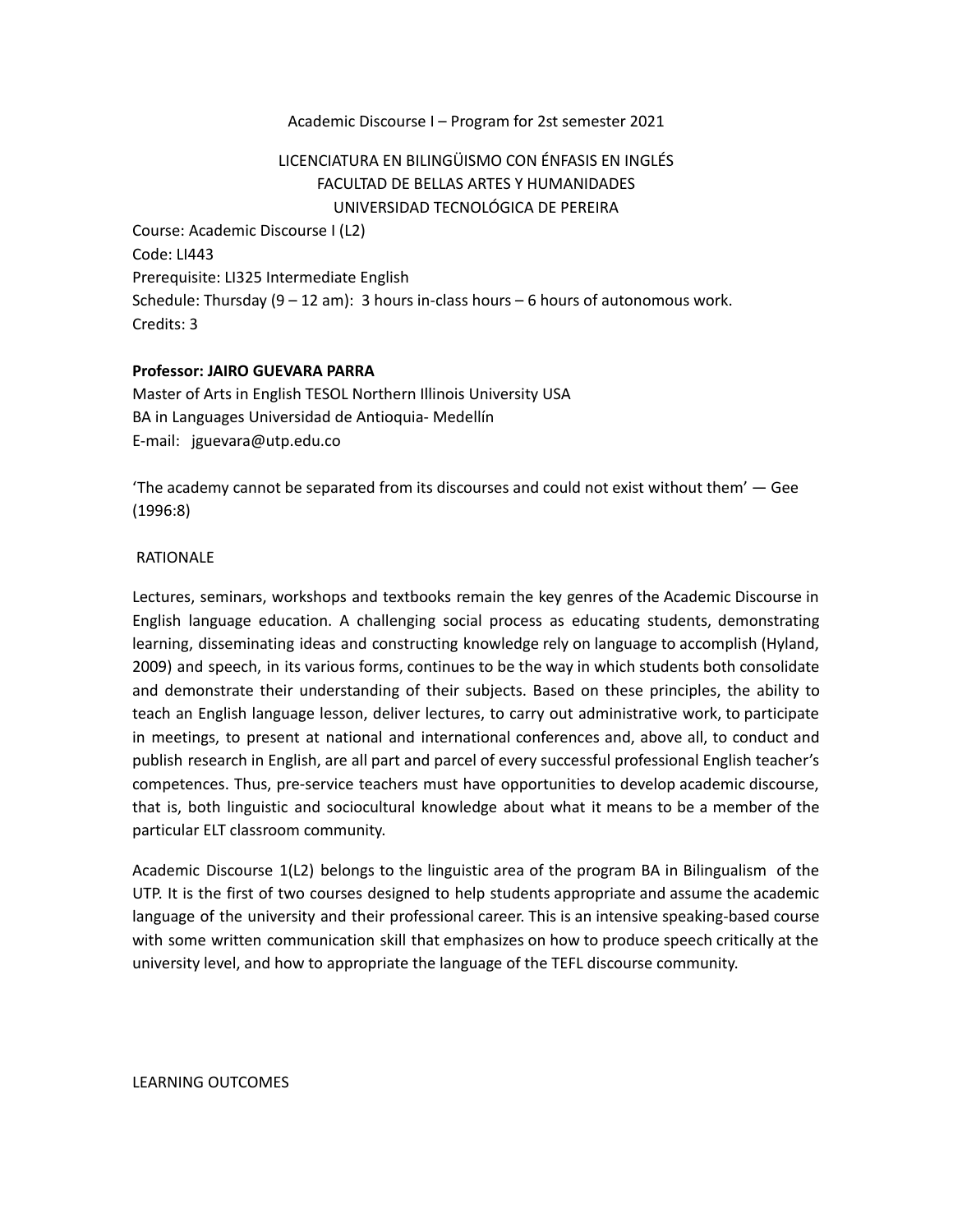Academic Discourse I – Program for 2st semester 2021

LICENCIATURA EN BILINGÜISMO CON ÉNFASIS EN INGLÉS
FACULTAD DE BELLAS ARTES Y HUMANIDADES
UNIVERSIDAD TECNOLÓGICA DE PEREIRA

Course: Academic Discourse I (L2)
Code: LI443
Prerequisite: LI325 Intermediate English
Schedule: Thursday (9 – 12 am): 3 hours in-class hours – 6 hours of autonomous work.
Credits: 3

**Professor: JAIRO GUEVARA PARRA**
Master of Arts in English TESOL Northern Illinois University USA
BA in Languages Universidad de Antioquia- Medellín
E-mail: jguevara@utp.edu.co

'The academy cannot be separated from its discourses and could not exist without them' — Gee (1996:8)

RATIONALE

Lectures, seminars, workshops and textbooks remain the key genres of the Academic Discourse in English language education. A challenging social process as educating students, demonstrating learning, disseminating ideas and constructing knowledge rely on language to accomplish (Hyland, 2009) and speech, in its various forms, continues to be the way in which students both consolidate and demonstrate their understanding of their subjects. Based on these principles, the ability to teach an English language lesson, deliver lectures, to carry out administrative work, to participate in meetings, to present at national and international conferences and, above all, to conduct and publish research in English, are all part and parcel of every successful professional English teacher's competences. Thus, pre-service teachers must have opportunities to develop academic discourse, that is, both linguistic and sociocultural knowledge about what it means to be a member of the particular ELT classroom community.

Academic Discourse 1(L2) belongs to the linguistic area of the program BA in Bilingualism of the UTP. It is the first of two courses designed to help students appropriate and assume the academic language of the university and their professional career. This is an intensive speaking-based course with some written communication skill that emphasizes on how to produce speech critically at the university level, and how to appropriate the language of the TEFL discourse community.

LEARNING OUTCOMES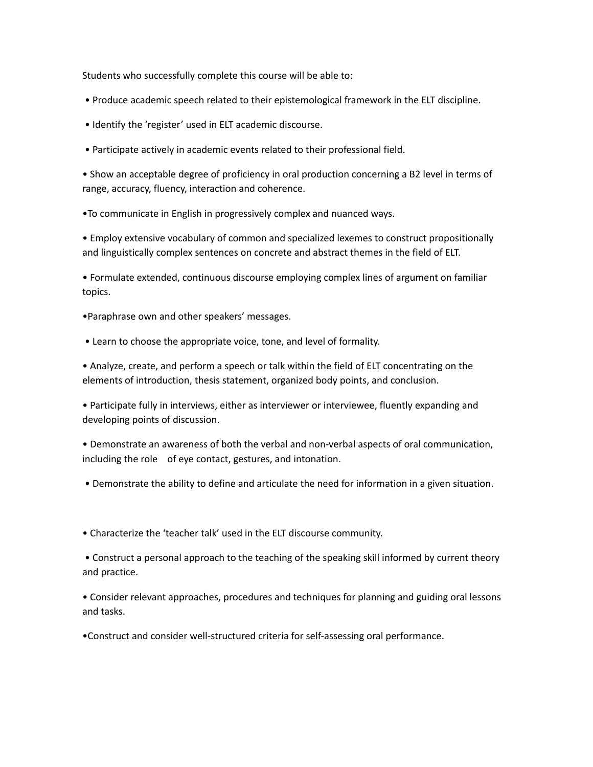Students who successfully complete this course will be able to:

- Produce academic speech related to their epistemological framework in the ELT discipline.
- Identify the 'register' used in ELT academic discourse.
- Participate actively in academic events related to their professional field.
- Show an acceptable degree of proficiency in oral production concerning a B2 level in terms of range, accuracy, fluency, interaction and coherence.
- To communicate in English in progressively complex and nuanced ways.
- Employ extensive vocabulary of common and specialized lexemes to construct propositionally and linguistically complex sentences on concrete and abstract themes in the field of ELT.
- Formulate extended, continuous discourse employing complex lines of argument on familiar topics.
- Paraphrase own and other speakers' messages.
- Learn to choose the appropriate voice, tone, and level of formality.
- Analyze, create, and perform a speech or talk within the field of ELT concentrating on the elements of introduction, thesis statement, organized body points, and conclusion.
- Participate fully in interviews, either as interviewer or interviewee, fluently expanding and developing points of discussion.
- Demonstrate an awareness of both the verbal and non-verbal aspects of oral communication, including the role of eye contact, gestures, and intonation.
- Demonstrate the ability to define and articulate the need for information in a given situation.

- Characterize the 'teacher talk' used in the ELT discourse community.
- Construct a personal approach to the teaching of the speaking skill informed by current theory and practice.
- Consider relevant approaches, procedures and techniques for planning and guiding oral lessons and tasks.
- Construct and consider well-structured criteria for self-assessing oral performance.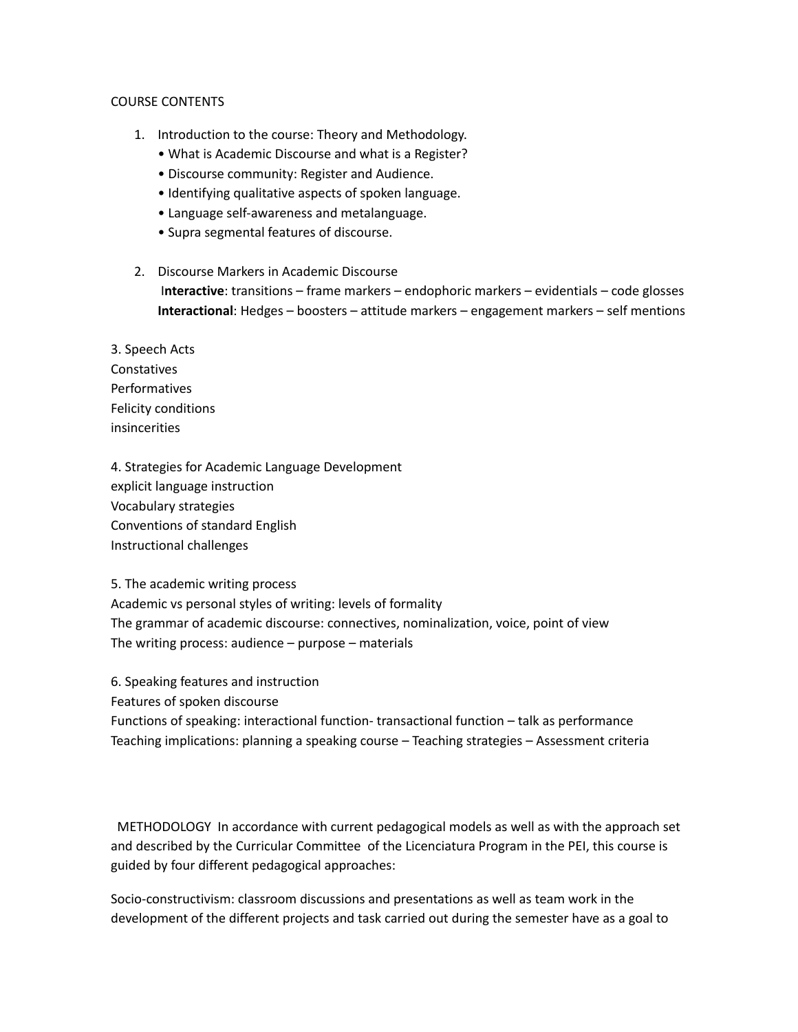COURSE CONTENTS

1. Introduction to the course: Theory and Methodology.
   - What is Academic Discourse and what is a Register?
   - Discourse community: Register and Audience.
   - Identifying qualitative aspects of spoken language.
   - Language self-awareness and metalanguage.
   - Supra segmental features of discourse.

2. Discourse Markers in Academic Discourse
   I**nteractive**: transitions – frame markers – endophoric markers – evidentials – code glosses
   **Interactional**: Hedges – boosters – attitude markers – engagement markers – self mentions

3. Speech Acts
Constatives
Performatives
Felicity conditions
insincerities

4. Strategies for Academic Language Development
explicit language instruction
Vocabulary strategies
Conventions of standard English
Instructional challenges

5. The academic writing process
Academic vs personal styles of writing: levels of formality
The grammar of academic discourse: connectives, nominalization, voice, point of view
The writing process: audience – purpose – materials

6. Speaking features and instruction
Features of spoken discourse
Functions of speaking: interactional function- transactional function – talk as performance
Teaching implications: planning a speaking course – Teaching strategies – Assessment criteria

METHODOLOGY In accordance with current pedagogical models as well as with the approach set and described by the Curricular Committee of the Licenciatura Program in the PEI, this course is guided by four different pedagogical approaches:

Socio-constructivism: classroom discussions and presentations as well as team work in the development of the different projects and task carried out during the semester have as a goal to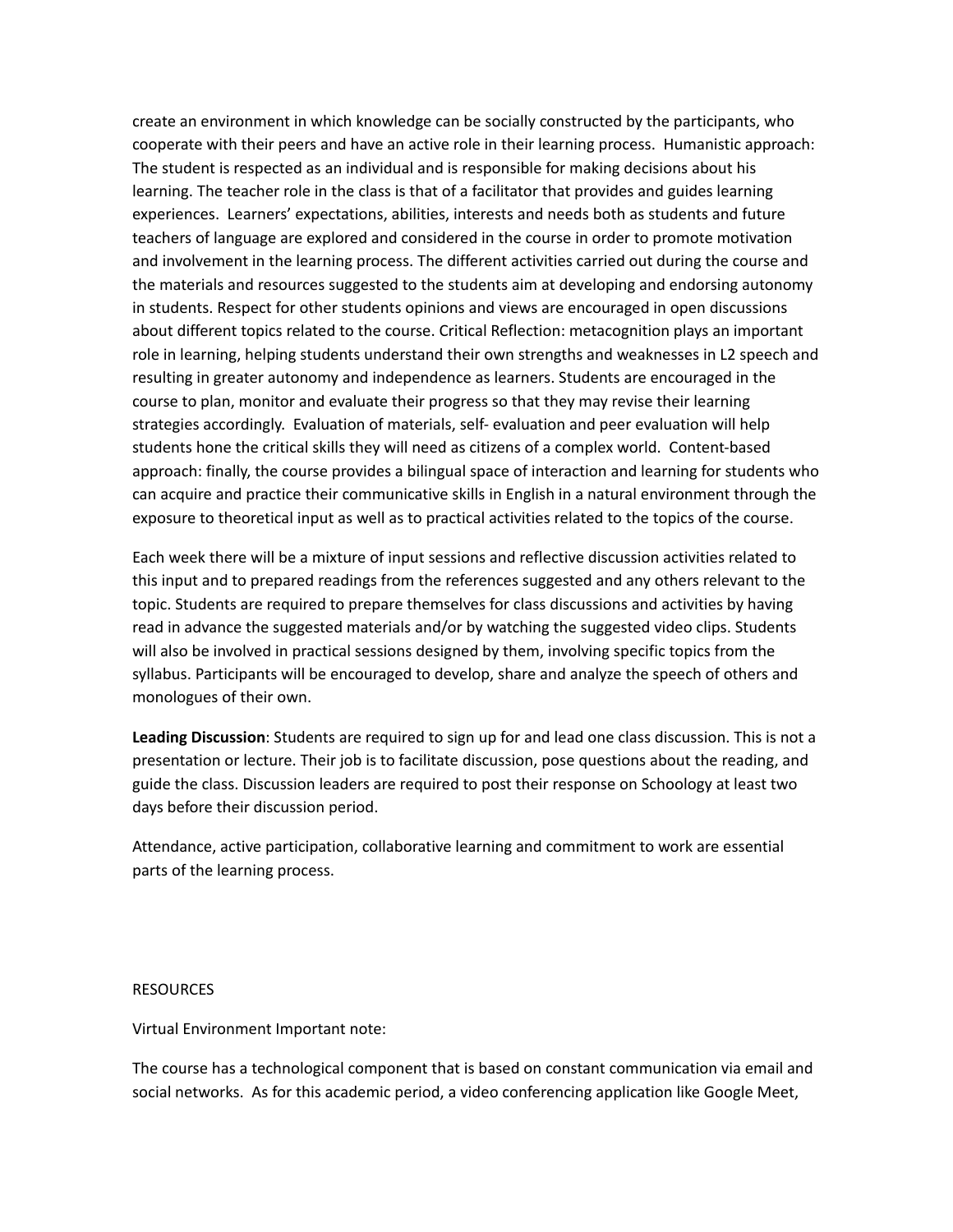create an environment in which knowledge can be socially constructed by the participants, who cooperate with their peers and have an active role in their learning process.  Humanistic approach: The student is respected as an individual and is responsible for making decisions about his learning. The teacher role in the class is that of a facilitator that provides and guides learning experiences.  Learners' expectations, abilities, interests and needs both as students and future teachers of language are explored and considered in the course in order to promote motivation and involvement in the learning process. The different activities carried out during the course and the materials and resources suggested to the students aim at developing and endorsing autonomy in students. Respect for other students opinions and views are encouraged in open discussions about different topics related to the course. Critical Reflection: metacognition plays an important role in learning, helping students understand their own strengths and weaknesses in L2 speech and resulting in greater autonomy and independence as learners. Students are encouraged in the course to plan, monitor and evaluate their progress so that they may revise their learning strategies accordingly.  Evaluation of materials, self- evaluation and peer evaluation will help students hone the critical skills they will need as citizens of a complex world.  Content-based approach: finally, the course provides a bilingual space of interaction and learning for students who can acquire and practice their communicative skills in English in a natural environment through the exposure to theoretical input as well as to practical activities related to the topics of the course.

Each week there will be a mixture of input sessions and reflective discussion activities related to this input and to prepared readings from the references suggested and any others relevant to the topic. Students are required to prepare themselves for class discussions and activities by having read in advance the suggested materials and/or by watching the suggested video clips. Students will also be involved in practical sessions designed by them, involving specific topics from the syllabus. Participants will be encouraged to develop, share and analyze the speech of others and monologues of their own.

**Leading Discussion**: Students are required to sign up for and lead one class discussion. This is not a presentation or lecture. Their job is to facilitate discussion, pose questions about the reading, and guide the class. Discussion leaders are required to post their response on Schoology at least two days before their discussion period.

Attendance, active participation, collaborative learning and commitment to work are essential parts of the learning process.

RESOURCES

Virtual Environment Important note:

The course has a technological component that is based on constant communication via email and social networks.  As for this academic period, a video conferencing application like Google Meet,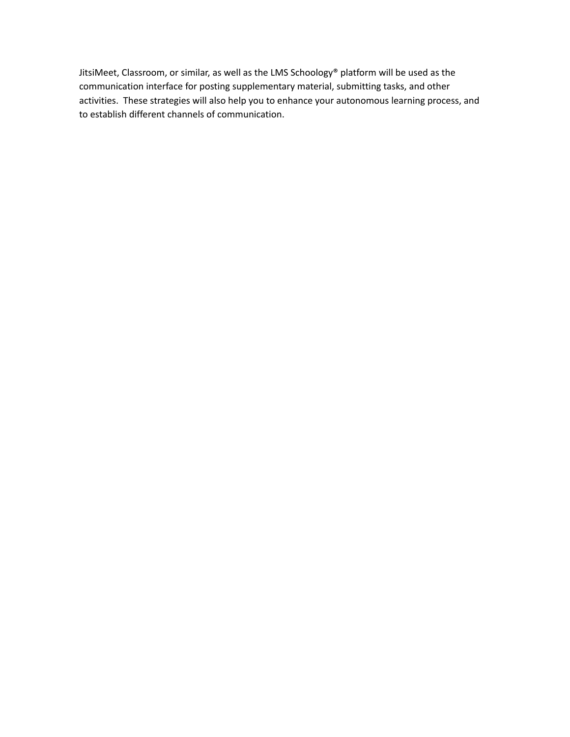JitsiMeet, Classroom, or similar, as well as the LMS Schoology® platform will be used as the communication interface for posting supplementary material, submitting tasks, and other activities.  These strategies will also help you to enhance your autonomous learning process, and to establish different channels of communication.